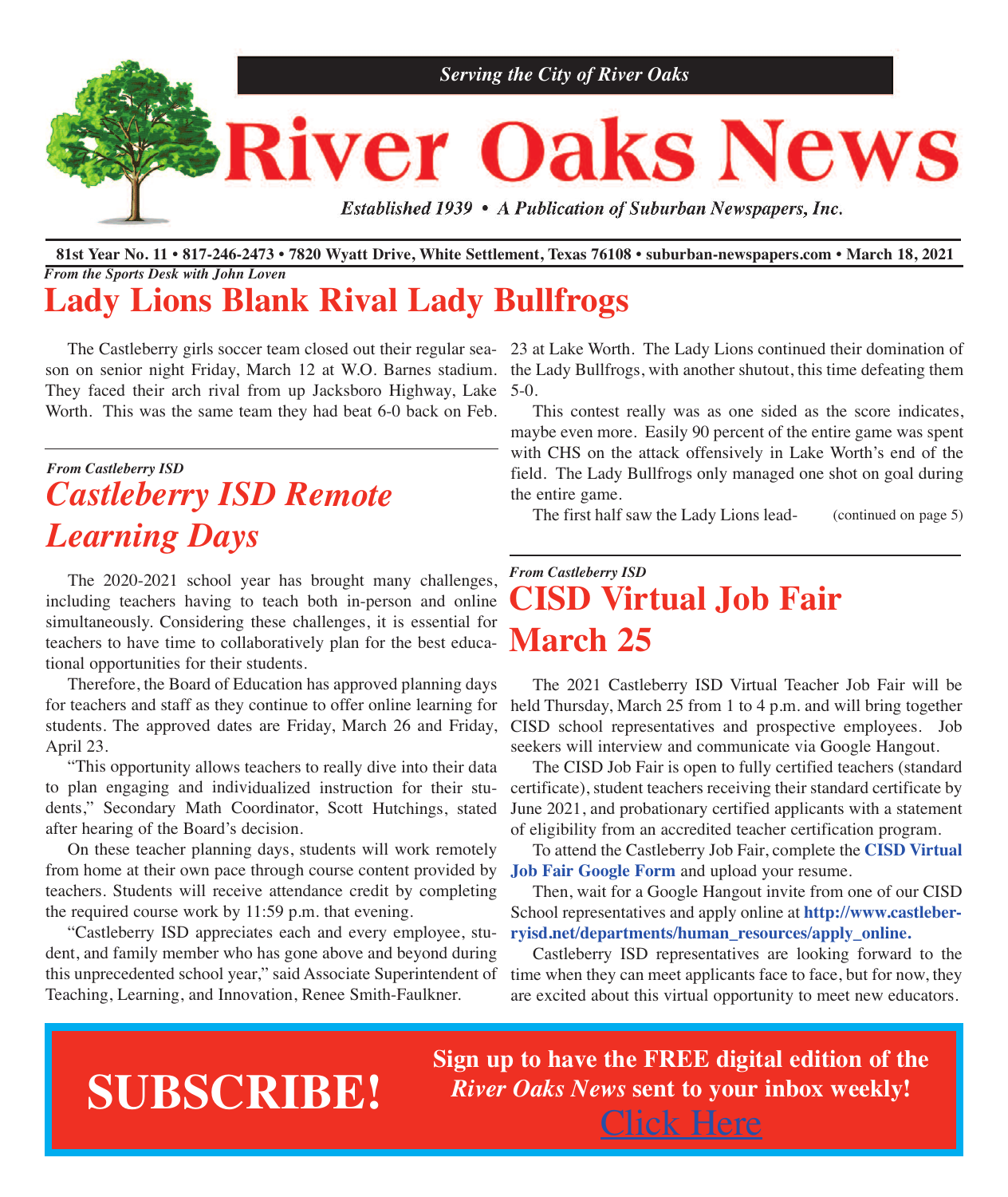*Serving the City of River Oaks*

# River Oaks News

*Established 1939 • A Publication of Suburban Newspapers, Inc.*

**81st Year No. 11 • 817-246-2473 • 7820 Wyatt Drive, White Settlement, Texas 76108 • suburban-newspapers.com • March 18, 2021**

*From the Sports Desk with John Loven*

## Lady Lions Blank Rival Lady Bullfrogs

The Castleberry girls soccer team closed out their regular season on senior night Friday, March 12 at W.O. Barnes stadium. They faced their arch rival from up Jacksboro Highway, Lake Worth. This was the same team they had beat 6-0 back on Feb. 23 at Lake Worth. The Lady Lions continued their domination of the Lady Bullfrogs, with another shutout, this time defeating them 5-0.

This contest really was as one sided as the score indicates, maybe even more. Easily 90 percent of the entire game was spent with CHS on the attack offensively in Lake Worth's end of the field. The Lady Bullfrogs only managed one shot on goal during the entire game.

The first half saw the Lady Lions lead- (continued on page 5)

*From Castleberry ISD*

## *Castleberry ISD Remote Learning Days*

The 2020-2021 school year has brought many challenges, including teachers having to teach both in-person and online simultaneously. Considering these challenges, it is essential for teachers to have time to collaboratively plan for the best educational opportunities for their students.

Therefore, the Board of Education has approved planning days for teachers and staff as they continue to offer online learning for students. The approved dates are Friday, March 26 and Friday, April 23.

"This opportunity allows teachers to really dive into their data to plan engaging and individualized instruction for their students," Secondary Math Coordinator, Scott Hutchings, stated after hearing of the Board's decision.

On these teacher planning days, students will work remotely from home at their own pace through course content provided by teachers. Students will receive attendance credit by completing the required course work by 11:59 p.m. that evening.

"Castleberry ISD appreciates each and every employee, student, and family member who has gone above and beyond during this unprecedented school year," said Associate Superintendent of Teaching, Learning, and Innovation, Renee Smith-Faulkner.

*From Castleberry ISD*

## CISD Virtual Job Fair March 25

The 2021 Castleberry ISD Virtual Teacher Job Fair will be held Thursday, March 25 from 1 to 4 p.m. and will bring together CISD school representatives and prospective employees. Job seekers will interview and communicate via Google Hangout.

The CISD Job Fair is open to fully certified teachers (standard certificate), student teachers receiving their standard certificate by June 2021, and probationary certified applicants with a statement of eligibility from an accredited teacher certification program.

To attend the Castleberry Job Fair, complete the **CISD Virtual Job Fair Google Form** and upload your resume.

Then, wait for a Google Hangout invite from one of our CISD School representatives and apply online at **http://www.castleberryisd.net/departments/human_resources/apply_online.**

Castleberry ISD representatives are looking forward to the time when they can meet applicants face to face, but for now, they are excited about this virtual opportunity to meet new educators.

**SUBSCRIBE!**

**Sign up to have the FREE digital edition of the *River Oaks News* sent to your inbox weekly!**

Click Here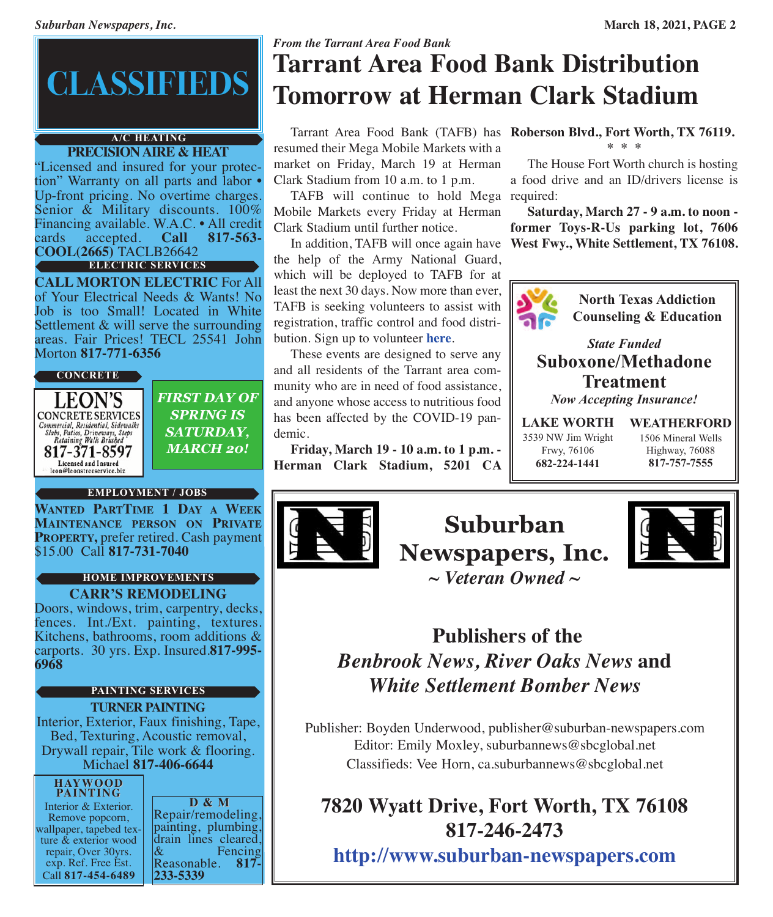# CLASSIFIEDS

**A/C HEATING**

**PRECISION AIRE & HEAT**

"Licensed and insured for your protection" Warranty on all parts and labor • Up-front pricing. No overtime charges. Senior & Military discounts. 100% Financing available. W.A.C. • All credit cards accepted. **Call 817-563-COOL(2665)** TACLB26642

**ELECTRIC SERVICES**

**CALL MORTON ELECTRIC** For All of Your Electrical Needs & Wants! No Job is too Small! Located in White Settlement & will serve the surrounding areas. Fair Prices! TECL 25541 John Morton **817-771-6356**

**CONCRETE**

LEON'S CONCRETE SERVICES
*Commercial, Residential, Sidewalks Slabs, Patios, Driveways, Steps Retaining Walls Brushed*
817-371-8597
Licensed and Insured
leon@leonstreeservice.biz

***FIRST DAY OF SPRING IS SATURDAY, MARCH 20!***

**EMPLOYMENT / JOBS**

**WANTED PARTTIME 1 DAY A WEEK MAINTENANCE PERSON ON PRIVATE PROPERTY,** prefer retired. Cash payment $15.00 Call **817-731-7040**

**HOME IMPROVEMENTS**

**CARR'S REMODELING**

Doors, windows, trim, carpentry, decks, fences. Int./Ext. painting, textures. Kitchens, bathrooms, room additions & carports. 30 yrs. Exp. Insured.**817-995-6968**

**PAINTING SERVICES**

**TURNER PAINTING**

Interior, Exterior, Faux finishing, Tape, Bed, Texturing, Acoustic removal, Drywall repair, Tile work & flooring. Michael **817-406-6644**

**HAYWOOD PAINTING**

Interior & Exterior. Remove popcorn, wallpaper, tapebed texture & exterior wood repair, Over 30yrs. exp. Ref. Free Est. Call **817-454-6489**

**D & M**

Repair/remodeling, painting, plumbing, drain lines cleared, & Fencing Reasonable. **817-233-5339**

*From the Tarrant Area Food Bank*

# Tarrant Area Food Bank Distribution Tomorrow at Herman Clark Stadium

Tarrant Area Food Bank (TAFB) has resumed their Mega Mobile Markets with a market on Friday, March 19 at Herman Clark Stadium from 10 a.m. to 1 p.m.

TAFB will continue to hold Mega Mobile Markets every Friday at Herman Clark Stadium until further notice.

In addition, TAFB will once again have the help of the Army National Guard, which will be deployed to TAFB for at least the next 30 days. Now more than ever, TAFB is seeking volunteers to assist with registration, traffic control and food distribution. Sign up to volunteer **here**.

These events are designed to serve any and all residents of the Tarrant area community who are in need of food assistance, and anyone whose access to nutritious food has been affected by the COVID-19 pandemic.

**Friday, March 19 - 10 a.m. to 1 p.m. - Herman Clark Stadium, 5201 CA Roberson Blvd., Fort Worth, TX 76119.**

\* \* \*

The House Fort Worth church is hosting a food drive and an ID/drivers license is required:

**Saturday, March 27 - 9 a.m. to noon - former Toys-R-Us parking lot, 7606 West Fwy., White Settlement, TX 76108.**

**North Texas Addiction Counseling & Education**

***State Funded***

**Suboxone/Methadone Treatment**

***Now Accepting Insurance!***

**LAKE WORTH**
3539 NW Jim Wright Frwy, 76106
**682-224-1441**

**WEATHERFORD**
1506 Mineral Wells Highway, 76088
**817-757-7555**

**Suburban Newspapers, Inc.**

***~ Veteran Owned ~***

**Publishers of the *Benbrook News, River Oaks News* and *White Settlement Bomber News***

Publisher: Boyden Underwood, publisher@suburban-newspapers.com
Editor: Emily Moxley, suburbannews@sbcglobal.net
Classifieds: Vee Horn, ca.suburbannews@sbcglobal.net

**7820 Wyatt Drive, Fort Worth, TX 76108**
**817-246-2473**
**http://www.suburban-newspapers.com**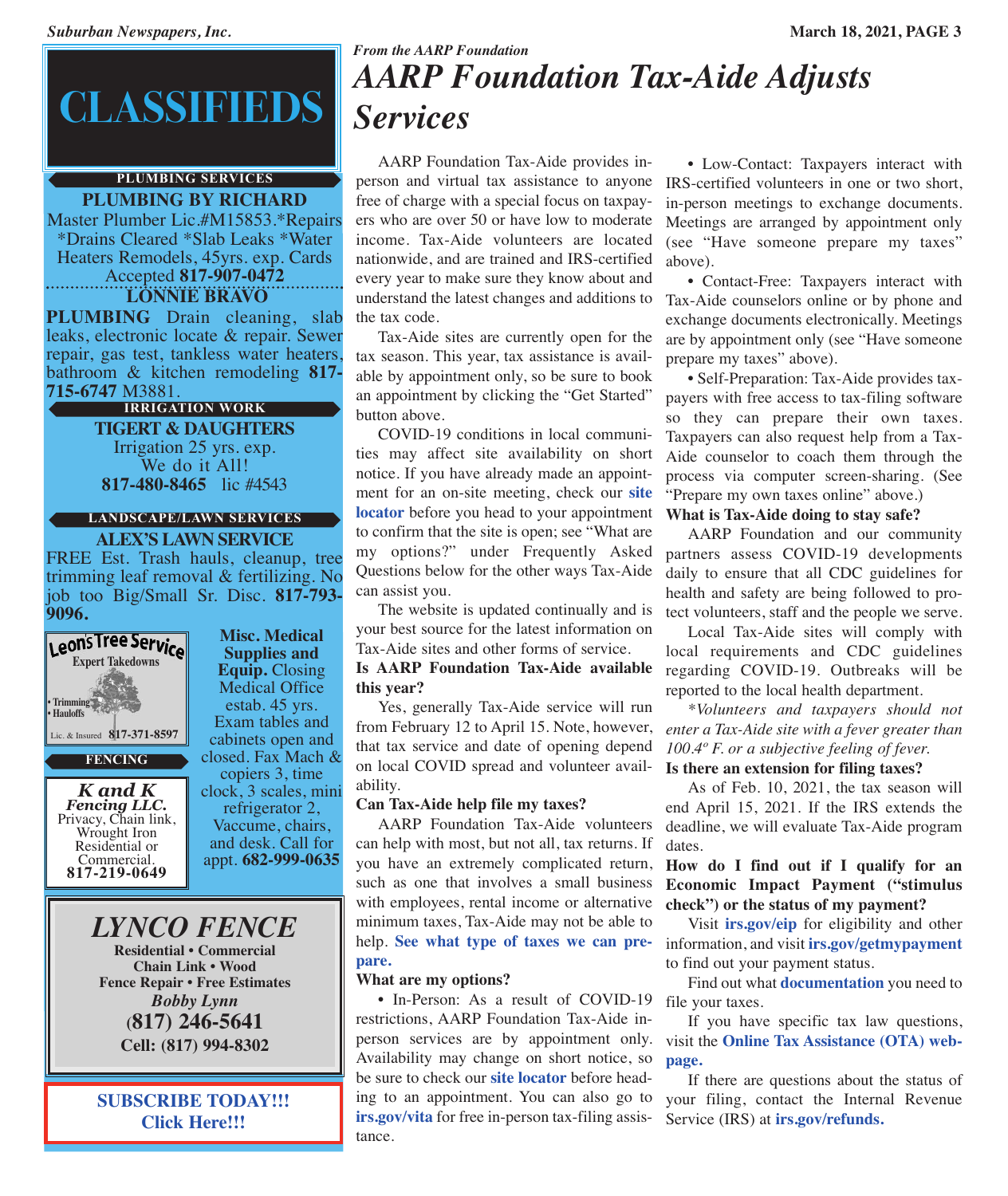# CLASSIFIEDS

### PLUMBING SERVICES

**PLUMBING BY RICHARD**

Master Plumber Lic.#M15853.*Repairs *Drains Cleared *Slab Leaks *Water Heaters Remodels, 45yrs. exp. Cards Accepted **817-907-0472**

**LONNIE BRAVO PLUMBING** Drain cleaning, slab leaks, electronic locate & repair. Sewer repair, gas test, tankless water heaters, bathroom & kitchen remodeling **817-715-6747** M3881.

### IRRIGATION WORK

**TIGERT & DAUGHTERS**

Irrigation 25 yrs. exp.
We do it All!
**817-480-8465** lic #4543

### LANDSCAPE/LAWN SERVICES

**ALEX'S LAWN SERVICE**

FREE Est. Trash hauls, cleanup, tree trimming leaf removal & fertilizing. No job too Big/Small Sr. Disc. **817-793-9096.**

**Leons Tree Service**
Expert Takedowns
• Trimming
• Hauloffs
Lic. & Insured **817-371-8597**

**Misc. Medical Supplies and Equip.** Closing Medical Office estab. 45 yrs. Exam tables and cabinets open and closed. Fax Mach & copiers 3, time clock, 3 scales, mini refrigerator 2, Vaccume, chairs, and desk. Call for appt. **682-999-0635**

### FENCING

***K and K Fencing LLC.***
Privacy, Chain link, Wrought Iron
Residential or Commercial.
**817-219-0649**

***LYNCO FENCE***
**Residential • Commercial**
**Chain Link • Wood**
**Fence Repair • Free Estimates**
***Bobby Lynn***
**(817) 246-5641**
**Cell: (817) 994-8302**

**SUBSCRIBE TODAY!!!**
**Click Here!!!**

*From the AARP Foundation*

# *AARP Foundation Tax-Aide Adjusts Services*

AARP Foundation Tax-Aide provides in-person and virtual tax assistance to anyone free of charge with a special focus on taxpayers who are over 50 or have low to moderate income. Tax-Aide volunteers are located nationwide, and are trained and IRS-certified every year to make sure they know about and understand the latest changes and additions to the tax code.

Tax-Aide sites are currently open for the tax season. This year, tax assistance is available by appointment only, so be sure to book an appointment by clicking the "Get Started" button above.

COVID-19 conditions in local communities may affect site availability on short notice. If you have already made an appointment for an on-site meeting, check our **site locator** before you head to your appointment to confirm that the site is open; see "What are my options?" under Frequently Asked Questions below for the other ways Tax-Aide can assist you.

The website is updated continually and is your best source for the latest information on Tax-Aide sites and other forms of service.

**Is AARP Foundation Tax-Aide available this year?**

Yes, generally Tax-Aide service will run from February 12 to April 15. Note, however, that tax service and date of opening depend on local COVID spread and volunteer availability.

**Can Tax-Aide help file my taxes?**

AARP Foundation Tax-Aide volunteers can help with most, but not all, tax returns. If you have an extremely complicated return, such as one that involves a small business with employees, rental income or alternative minimum taxes, Tax-Aide may not be able to help. **See what type of taxes we can prepare.**

**What are my options?**

• In-Person: As a result of COVID-19 restrictions, AARP Foundation Tax-Aide in-person services are by appointment only. Availability may change on short notice, so be sure to check our **site locator** before heading to an appointment. You can also go to **irs.gov/vita** for free in-person tax-filing assistance.

• Low-Contact: Taxpayers interact with IRS-certified volunteers in one or two short, in-person meetings to exchange documents. Meetings are arranged by appointment only (see "Have someone prepare my taxes" above).

• Contact-Free: Taxpayers interact with Tax-Aide counselors online or by phone and exchange documents electronically. Meetings are by appointment only (see "Have someone prepare my taxes" above).

• Self-Preparation: Tax-Aide provides taxpayers with free access to tax-filing software so they can prepare their own taxes. Taxpayers can also request help from a Tax-Aide counselor to coach them through the process via computer screen-sharing. (See "Prepare my own taxes online" above.)

**What is Tax-Aide doing to stay safe?**

AARP Foundation and our community partners assess COVID-19 developments daily to ensure that all CDC guidelines for health and safety are being followed to protect volunteers, staff and the people we serve.

Local Tax-Aide sites will comply with local requirements and CDC guidelines regarding COVID-19. Outbreaks will be reported to the local health department.

*\*Volunteers and taxpayers should not enter a Tax-Aide site with a fever greater than 100.4º F. or a subjective feeling of fever.*

**Is there an extension for filing taxes?**

As of Feb. 10, 2021, the tax season will end April 15, 2021. If the IRS extends the deadline, we will evaluate Tax-Aide program dates.

**How do I find out if I qualify for an Economic Impact Payment ("stimulus check") or the status of my payment?**

Visit **irs.gov/eip** for eligibility and other information, and visit **irs.gov/getmypayment** to find out your payment status.

Find out what **documentation** you need to file your taxes.

If you have specific tax law questions, visit the **Online Tax Assistance (OTA) webpage.**

If there are questions about the status of your filing, contact the Internal Revenue Service (IRS) at **irs.gov/refunds.**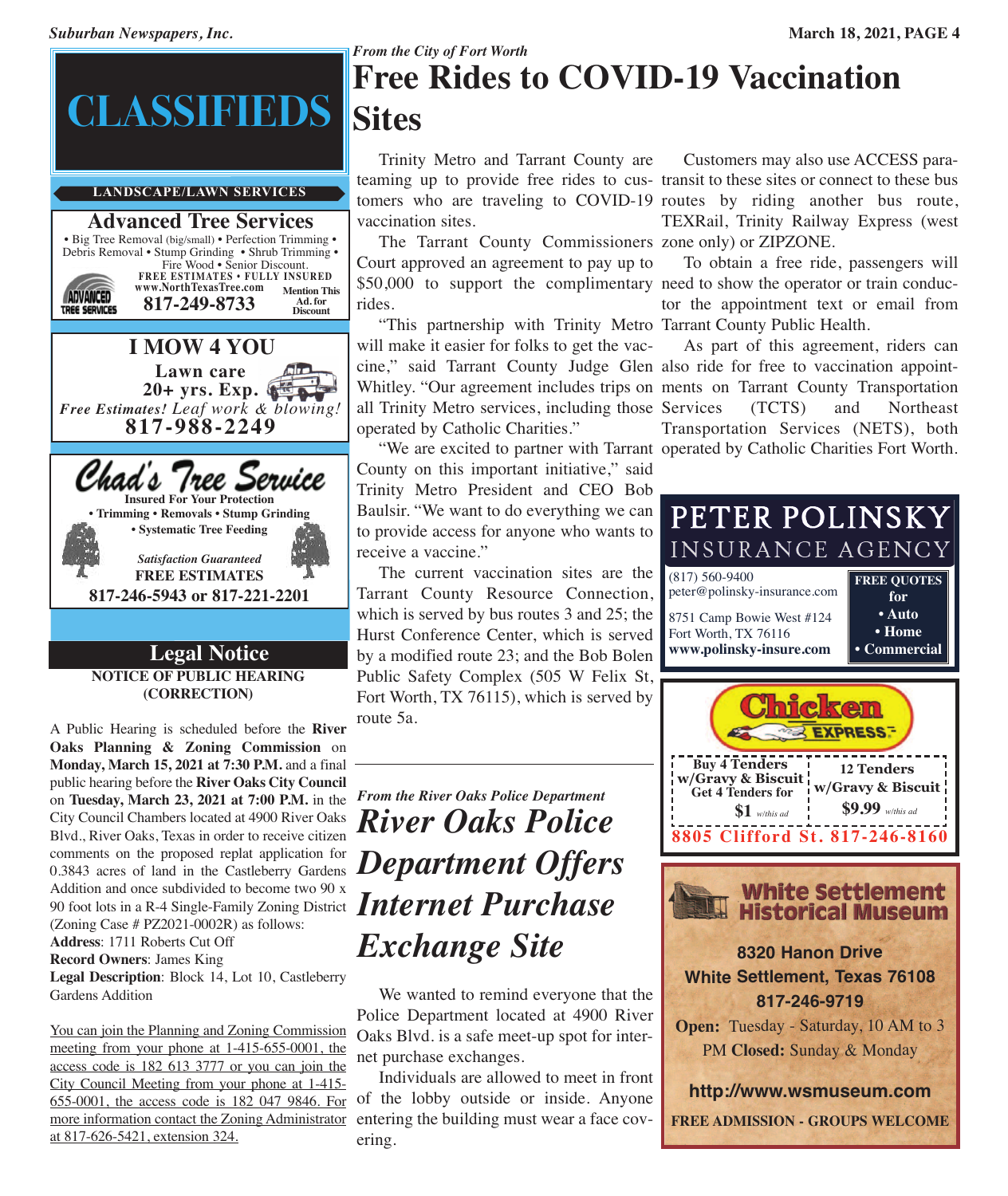# CLASSIFIEDS

## LANDSCAPE/LAWN SERVICES

**Advanced Tree Services**

• Big Tree Removal (big/small) • Perfection Trimming • Debris Removal • Stump Grinding • Shrub Trimming • Fire Wood • Senior Discount.

**FREE ESTIMATES • FULLY INSURED**

www.NorthTexasTree.com

**817-249-8733**

Mention This Ad. for Discount

**I MOW 4 YOU**

**Lawn care**

**20+ yrs. Exp.**

*Free Estimates! Leaf work & blowing!*

**817-988-2249**

**Chad's Tree Service**

**Insured For Your Protection**

**• Trimming • Removals • Stump Grinding**

**• Systematic Tree Feeding**

***Satisfaction Guaranteed***

**FREE ESTIMATES**

**817-246-5943 or 817-221-2201**

## Legal Notice

**NOTICE OF PUBLIC HEARING (CORRECTION)**

A Public Hearing is scheduled before the **River Oaks Planning & Zoning Commission** on **Monday, March 15, 2021 at 7:30 P.M.** and a final public hearing before the **River Oaks City Council** on **Tuesday, March 23, 2021 at 7:00 P.M.** in the City Council Chambers located at 4900 River Oaks Blvd., River Oaks, Texas in order to receive citizen comments on the proposed replat application for 0.3843 acres of land in the Castleberry Gardens Addition and once subdivided to become two 90 x 90 foot lots in a R-4 Single-Family Zoning District (Zoning Case # PZ2021-0002R) as follows:

**Address**: 1711 Roberts Cut Off

**Record Owners**: James King

**Legal Description**: Block 14, Lot 10, Castleberry Gardens Addition

You can join the Planning and Zoning Commission meeting from your phone at 1-415-655-0001, the access code is 182 613 3777 or you can join the City Council Meeting from your phone at 1-415-655-0001, the access code is 182 047 9846. For more information contact the Zoning Administrator at 817-626-5421, extension 324.

*From the City of Fort Worth*

# Free Rides to COVID-19 Vaccination Sites

Trinity Metro and Tarrant County are teaming up to provide free rides to customers who are traveling to COVID-19 vaccination sites.

The Tarrant County Commissioners Court approved an agreement to pay up to $50,000 to support the complimentary rides.

"This partnership with Trinity Metro will make it easier for folks to get the vaccine," said Tarrant County Judge Glen Whitley. "Our agreement includes trips on all Trinity Metro services, including those operated by Catholic Charities."

"We are excited to partner with Tarrant County on this important initiative," said Trinity Metro President and CEO Bob Baulsir. "We want to do everything we can to provide access for anyone who wants to receive a vaccine."

The current vaccination sites are the Tarrant County Resource Connection, which is served by bus routes 3 and 25; the Hurst Conference Center, which is served by a modified route 23; and the Bob Bolen Public Safety Complex (505 W Felix St, Fort Worth, TX 76115), which is served by route 5a.

Customers may also use ACCESS paratransit to these sites or connect to these bus routes by riding another bus route, TEXRail, Trinity Railway Express (west zone only) or ZIPZONE.

To obtain a free ride, passengers will need to show the operator or train conductor the appointment text or email from Tarrant County Public Health.

As part of this agreement, riders can also ride for free to vaccination appointments on Tarrant County Transportation Services (TCTS) and Northeast Transportation Services (NETS), both operated by Catholic Charities Fort Worth.

*From the River Oaks Police Department*

# *River Oaks Police Department Offers Internet Purchase Exchange Site*

We wanted to remind everyone that the Police Department located at 4900 River Oaks Blvd. is a safe meet-up spot for internet purchase exchanges.

Individuals are allowed to meet in front of the lobby outside or inside. Anyone entering the building must wear a face covering.

**PETER POLINSKY INSURANCE AGENCY**

(817) 560-9400
peter@polinsky-insurance.com

8751 Camp Bowie West #124
Fort Worth, TX 76116
**www.polinsky-insure.com**

**FREE QUOTES for**
**• Auto**
**• Home**
**• Commercial**

**Chicken EXPRESS**

**Buy 4 Tenders w/Gravy & Biscuit Get 4 Tenders for $1** *w/this ad*

**12 Tenders w/Gravy & Biscuit $9.99** *w/this ad*

**8805 Clifford St. 817-246-8160**

**White Settlement Historical Museum**

**8320 Hanon Drive**
**White Settlement, Texas 76108**
**817-246-9719**

**Open:** Tuesday - Saturday, 10 AM to 3 PM **Closed:** Sunday & Monday

**http://www.wsmuseum.com**

**FREE ADMISSION - GROUPS WELCOME**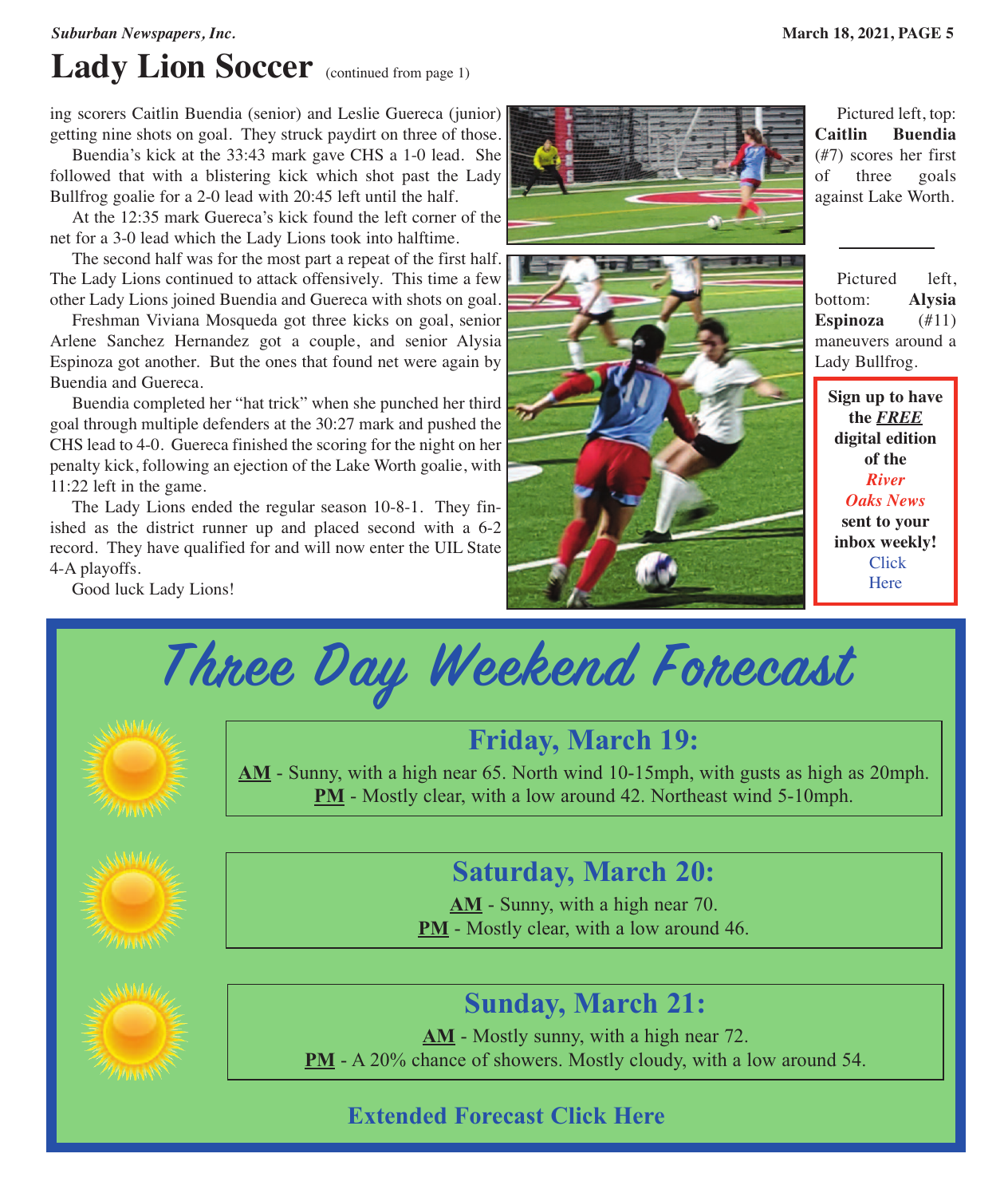# Lady Lion Soccer (continued from page 1)

ing scorers Caitlin Buendia (senior) and Leslie Guereca (junior) getting nine shots on goal. They struck paydirt on three of those.

Buendia's kick at the 33:43 mark gave CHS a 1-0 lead. She followed that with a blistering kick which shot past the Lady Bullfrog goalie for a 2-0 lead with 20:45 left until the half.

At the 12:35 mark Guereca's kick found the left corner of the net for a 3-0 lead which the Lady Lions took into halftime.

The second half was for the most part a repeat of the first half. The Lady Lions continued to attack offensively. This time a few other Lady Lions joined Buendia and Guereca with shots on goal.

Freshman Viviana Mosqueda got three kicks on goal, senior Arlene Sanchez Hernandez got a couple, and senior Alysia Espinoza got another. But the ones that found net were again by Buendia and Guereca.

Buendia completed her "hat trick" when she punched her third goal through multiple defenders at the 30:27 mark and pushed the CHS lead to 4-0. Guereca finished the scoring for the night on her penalty kick, following an ejection of the Lake Worth goalie, with 11:22 left in the game.

The Lady Lions ended the regular season 10-8-1. They finished as the district runner up and placed second with a 6-2 record. They have qualified for and will now enter the UIL State 4-A playoffs.

Good luck Lady Lions!

Pictured left, top: **Caitlin Buendia** (#7) scores her first of three goals against Lake Worth.

---

Pictured left, bottom: **Alysia Espinoza** (#11) maneuvers around a Lady Bullfrog.

**Sign up to have the *FREE* digital edition of the *River Oaks News* sent to your inbox weekly!**
Click Here

# Three Day Weekend Forecast

## Friday, March 19:

**AM** - Sunny, with a high near 65. North wind 10-15mph, with gusts as high as 20mph.
**PM** - Mostly clear, with a low around 42. Northeast wind 5-10mph.

## Saturday, March 20:

**AM** - Sunny, with a high near 70.
**PM** - Mostly clear, with a low around 46.

## Sunday, March 21:

**AM** - Mostly sunny, with a high near 72.
**PM** - A 20% chance of showers. Mostly cloudy, with a low around 54.

**Extended Forecast Click Here**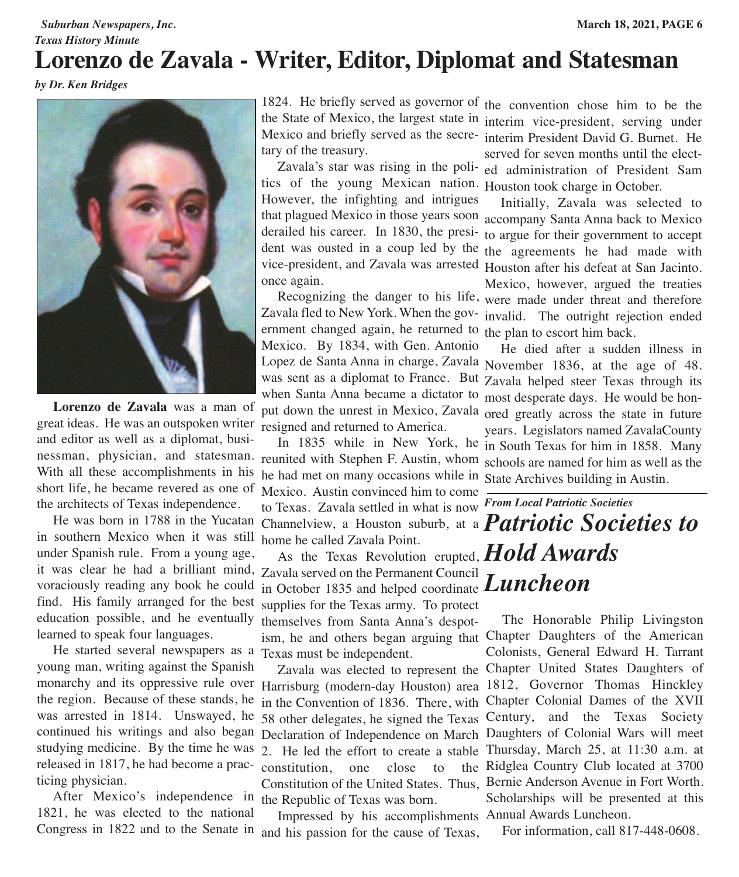*Texas History Minute*

# Lorenzo de Zavala - Writer, Editor, Diplomat and Statesman

*by Dr. Ken Bridges*

**Lorenzo de Zavala** was a man of great ideas. He was an outspoken writer and editor as well as a diplomat, businessman, physician, and statesman. With all these accomplishments in his short life, he became revered as one of the architects of Texas independence.

He was born in 1788 in the Yucatan in southern Mexico when it was still under Spanish rule. From a young age, it was clear he had a brilliant mind, voraciously reading any book he could find. His family arranged for the best education possible, and he eventually learned to speak four languages.

He started several newspapers as a young man, writing against the Spanish monarchy and its oppressive rule over the region. Because of these stands, he was arrested in 1814. Unswayed, he continued his writings and also began studying medicine. By the time he was released in 1817, he had become a practicing physician.

After Mexico's independence in 1821, he was elected to the national Congress in 1822 and to the Senate in 1824. He briefly served as governor of the State of Mexico, the largest state in Mexico and briefly served as the secretary of the treasury.

Zavala's star was rising in the politics of the young Mexican nation. However, the infighting and intrigues that plagued Mexico in those years soon derailed his career. In 1830, the president was ousted in a coup led by the vice-president, and Zavala was arrested once again.

Recognizing the danger to his life, Zavala fled to New York. When the government changed again, he returned to Mexico. By 1834, with Gen. Antonio Lopez de Santa Anna in charge, Zavala was sent as a diplomat to France. But when Santa Anna became a dictator to put down the unrest in Mexico, Zavala resigned and returned to America.

In 1835 while in New York, he reunited with Stephen F. Austin, whom he had met on many occasions while in Mexico. Austin convinced him to come to Texas. Zavala settled in what is now Channelview, a Houston suburb, at a home he called Zavala Point.

As the Texas Revolution erupted, Zavala served on the Permanent Council in October 1835 and helped coordinate supplies for the Texas army. To protect themselves from Santa Anna's despotism, he and others began arguing that Texas must be independent.

Zavala was elected to represent the Harrisburg (modern-day Houston) area in the Convention of 1836. There, with 58 other delegates, he signed the Texas Declaration of Independence on March 2. He led the effort to create a stable constitution, one close to the Constitution of the United States. Thus, the Republic of Texas was born.

Impressed by his accomplishments and his passion for the cause of Texas, the convention chose him to be the interim vice-president, serving under interim President David G. Burnet. He served for seven months until the elected administration of President Sam Houston took charge in October.

Initially, Zavala was selected to accompany Santa Anna back to Mexico to argue for their government to accept the agreements he had made with Houston after his defeat at San Jacinto. Mexico, however, argued the treaties were made under threat and therefore invalid. The outright rejection ended the plan to escort him back.

He died after a sudden illness in November 1836, at the age of 48. Zavala helped steer Texas through its most desperate days. He would be honored greatly across the state in future years. Legislators named ZavalaCounty in South Texas for him in 1858. Many schools are named for him as well as the State Archives building in Austin.

---

*From Local Patriotic Societies*

## *Patriotic Societies to Hold Awards Luncheon*

The Honorable Philip Livingston Chapter Daughters of the American Colonists, General Edward H. Tarrant Chapter United States Daughters of 1812, Governor Thomas Hinckley Chapter Colonial Dames of the XVII Century, and the Texas Society Daughters of Colonial Wars will meet Thursday, March 25, at 11:30 a.m. at Ridglea Country Club located at 3700 Bernie Anderson Avenue in Fort Worth. Scholarships will be presented at this Annual Awards Luncheon.

For information, call 817-448-0608.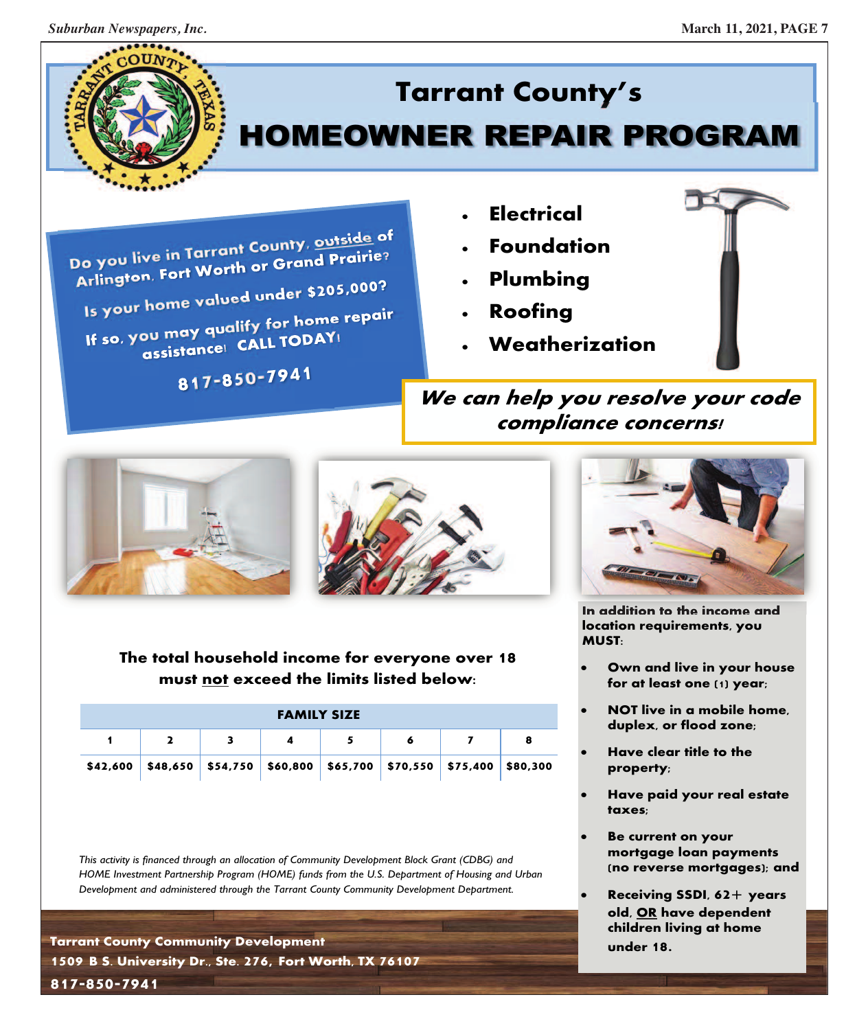# Tarrant County's HOMEOWNER REPAIR PROGRAM

**Do you live in Tarrant County, outside of Arlington, Fort Worth or Grand Prairie?**

**Is your home valued under $205,000?**

**If so, you may qualify for home repair assistance! CALL TODAY!**

**817-850-7941**

- **Electrical**
- **Foundation**
- **Plumbing**
- **Roofing**
- **Weatherization**

***We can help you resolve your code compliance concerns!***

**The total household income for everyone over 18 must not exceed the limits listed below:**

| FAMILY SIZE | | | | | | | |
|---|---|---|---|---|---|---|---|
| 1 | 2 | 3 | 4 | 5 | 6 | 7 | 8 |
| $42,600 | $48,650 | $54,750 | $60,800 | $65,700 | $70,550 | $75,400 | $80,300 |

**In addition to the income and location requirements, you MUST:**

- **Own and live in your house for at least one (1) year;**
- **NOT live in a mobile home, duplex, or flood zone;**
- **Have clear title to the property;**
- **Have paid your real estate taxes;**
- **Be current on your mortgage loan payments (no reverse mortgages); and**
- **Receiving SSDI, 62+ years old, OR have dependent children living at home under 18.**

*This activity is financed through an allocation of Community Development Block Grant (CDBG) and HOME Investment Partnership Program (HOME) funds from the U.S. Department of Housing and Urban Development and administered through the Tarrant County Community Development Department.*

**Tarrant County Community Development**
**1509 B S. University Dr., Ste. 276, Fort Worth, TX 76107**
**817-850-7941**